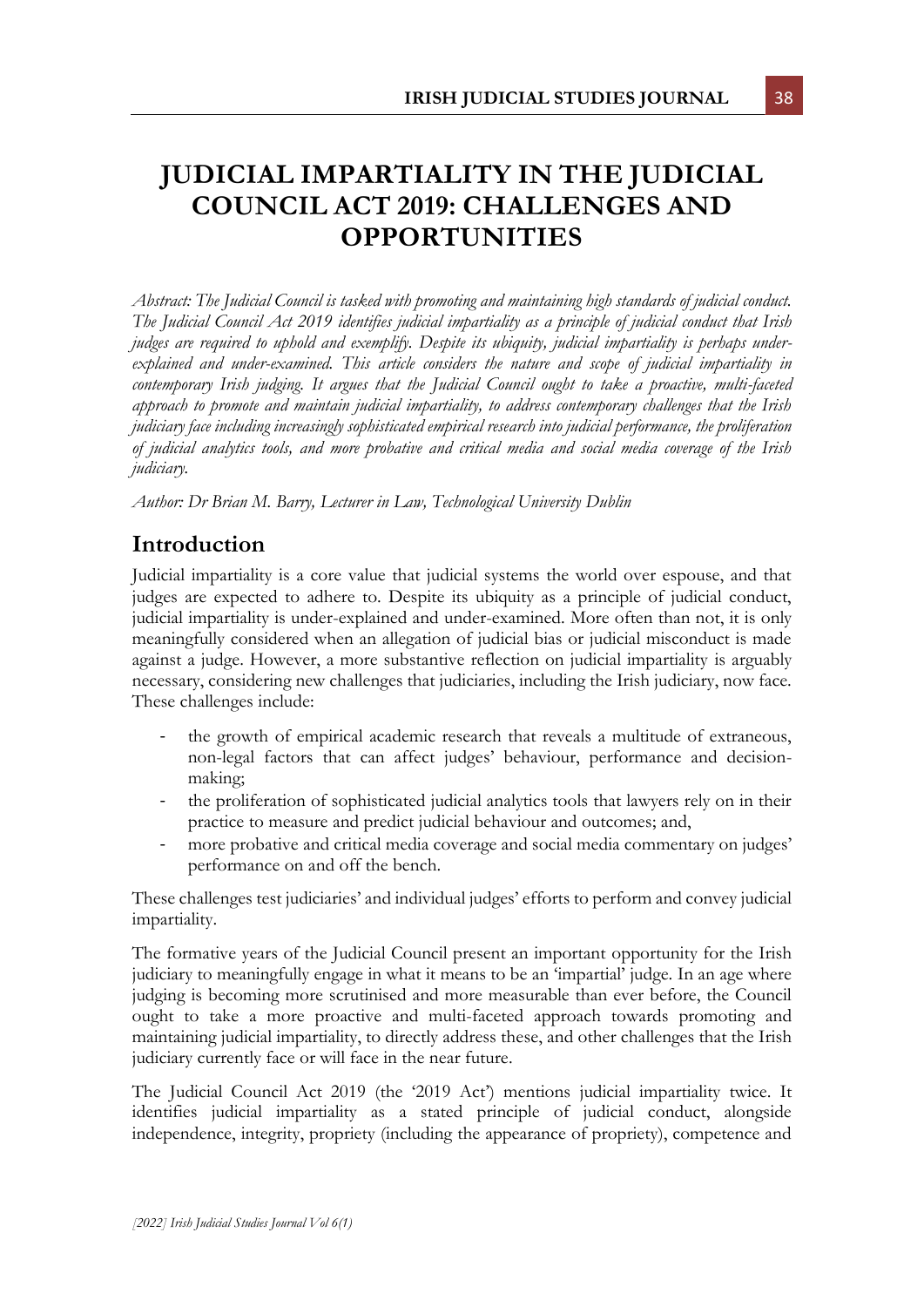# JUDICIAL IMPARTIALITY IN THE JUDICIAL COUNCIL ACT 2019: CHALLENGES AND OPPORTUNITIES

*Abstract: The Judicial Council is tasked with promoting and maintaining high standards of judicial conduct. The Judicial Council Act 2019 identifies judicial impartiality as a principle of judicial conduct that Irish judges are required to uphold and exemplify. Despite its ubiquity, judicial impartiality is perhaps under-explained and under-examined. This article considers the nature and scope of judicial impartiality in contemporary Irish judging. It argues that the Judicial Council ought to take a proactive, multi-faceted approach to promote and maintain judicial impartiality, to address contemporary challenges that the Irish judiciary face including increasingly sophisticated empirical research into judicial performance, the proliferation of judicial analytics tools, and more probative and critical media and social media coverage of the Irish judiciary.*

*Author: Dr Brian M. Barry, Lecturer in Law, Technological University Dublin*

## Introduction

Judicial impartiality is a core value that judicial systems the world over espouse, and that judges are expected to adhere to. Despite its ubiquity as a principle of judicial conduct, judicial impartiality is under-explained and under-examined. More often than not, it is only meaningfully considered when an allegation of judicial bias or judicial misconduct is made against a judge. However, a more substantive reflection on judicial impartiality is arguably necessary, considering new challenges that judiciaries, including the Irish judiciary, now face. These challenges include:

- the growth of empirical academic research that reveals a multitude of extraneous, non-legal factors that can affect judges' behaviour, performance and decision-making;
- the proliferation of sophisticated judicial analytics tools that lawyers rely on in their practice to measure and predict judicial behaviour and outcomes; and,
- more probative and critical media coverage and social media commentary on judges' performance on and off the bench.

These challenges test judiciaries' and individual judges' efforts to perform and convey judicial impartiality.

The formative years of the Judicial Council present an important opportunity for the Irish judiciary to meaningfully engage in what it means to be an 'impartial' judge. In an age where judging is becoming more scrutinised and more measurable than ever before, the Council ought to take a more proactive and multi-faceted approach towards promoting and maintaining judicial impartiality, to directly address these, and other challenges that the Irish judiciary currently face or will face in the near future.

The Judicial Council Act 2019 (the '2019 Act') mentions judicial impartiality twice. It identifies judicial impartiality as a stated principle of judicial conduct, alongside independence, integrity, propriety (including the appearance of propriety), competence and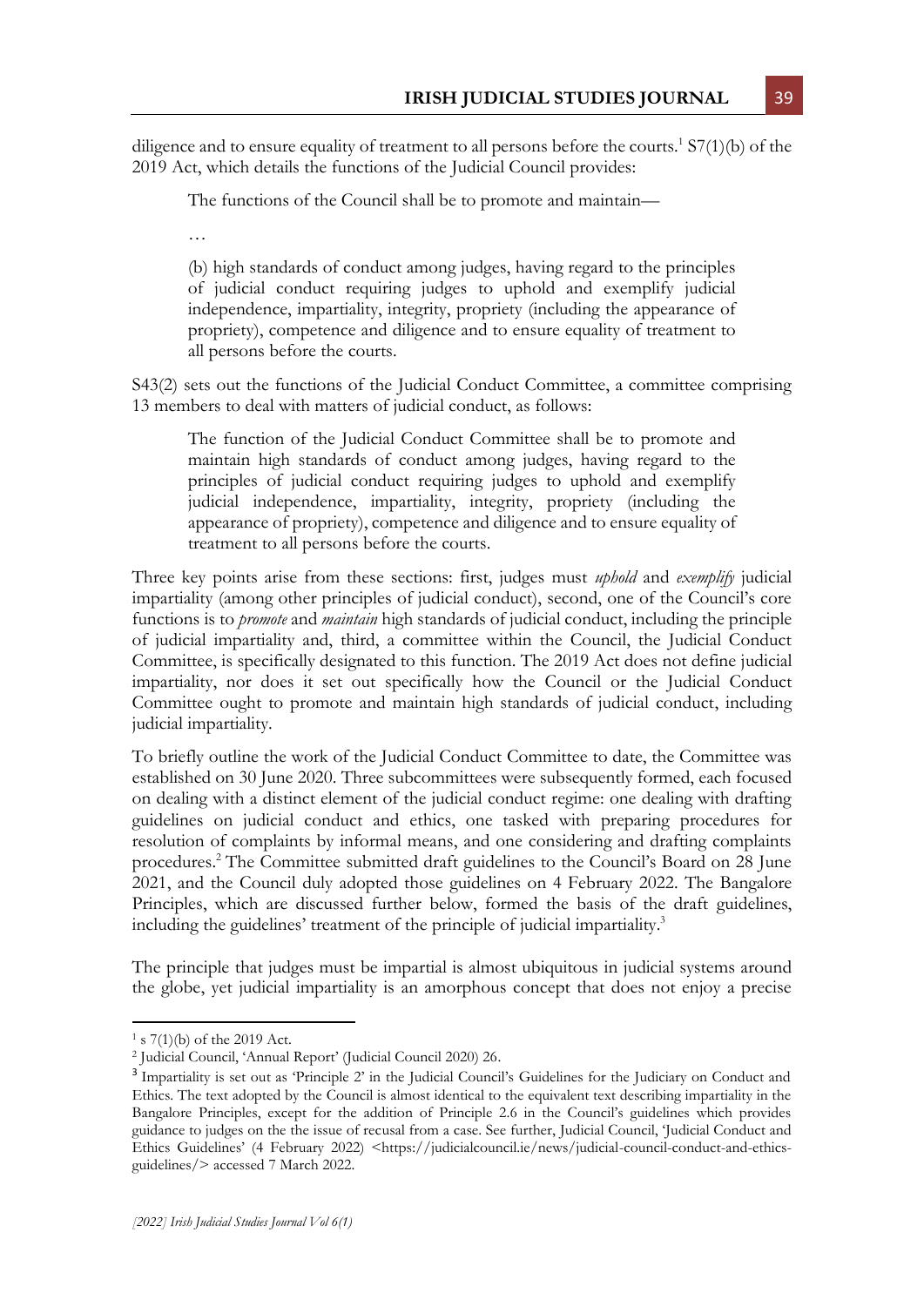diligence and to ensure equality of treatment to all persons before the courts.[1] S7(1)(b) of the 2019 Act, which details the functions of the Judicial Council provides:

> The functions of the Council shall be to promote and maintain—
>
> …
>
> (b) high standards of conduct among judges, having regard to the principles of judicial conduct requiring judges to uphold and exemplify judicial independence, impartiality, integrity, propriety (including the appearance of propriety), competence and diligence and to ensure equality of treatment to all persons before the courts.

S43(2) sets out the functions of the Judicial Conduct Committee, a committee comprising 13 members to deal with matters of judicial conduct, as follows:

> The function of the Judicial Conduct Committee shall be to promote and maintain high standards of conduct among judges, having regard to the principles of judicial conduct requiring judges to uphold and exemplify judicial independence, impartiality, integrity, propriety (including the appearance of propriety), competence and diligence and to ensure equality of treatment to all persons before the courts.

Three key points arise from these sections: first, judges must *uphold* and *exemplify* judicial impartiality (among other principles of judicial conduct), second, one of the Council's core functions is to *promote* and *maintain* high standards of judicial conduct, including the principle of judicial impartiality and, third, a committee within the Council, the Judicial Conduct Committee, is specifically designated to this function. The 2019 Act does not define judicial impartiality, nor does it set out specifically how the Council or the Judicial Conduct Committee ought to promote and maintain high standards of judicial conduct, including judicial impartiality.

To briefly outline the work of the Judicial Conduct Committee to date, the Committee was established on 30 June 2020. Three subcommittees were subsequently formed, each focused on dealing with a distinct element of the judicial conduct regime: one dealing with drafting guidelines on judicial conduct and ethics, one tasked with preparing procedures for resolution of complaints by informal means, and one considering and drafting complaints procedures.[2] The Committee submitted draft guidelines to the Council's Board on 28 June 2021, and the Council duly adopted those guidelines on 4 February 2022. The Bangalore Principles, which are discussed further below, formed the basis of the draft guidelines, including the guidelines' treatment of the principle of judicial impartiality.[3]

The principle that judges must be impartial is almost ubiquitous in judicial systems around the globe, yet judicial impartiality is an amorphous concept that does not enjoy a precise

---

[1] s 7(1)(b) of the 2019 Act.

[2] Judicial Council, 'Annual Report' (Judicial Council 2020) 26.

[3] Impartiality is set out as 'Principle 2' in the Judicial Council's Guidelines for the Judiciary on Conduct and Ethics. The text adopted by the Council is almost identical to the equivalent text describing impartiality in the Bangalore Principles, except for the addition of Principle 2.6 in the Council's guidelines which provides guidance to judges on the the issue of recusal from a case. See further, Judicial Council, 'Judicial Conduct and Ethics Guidelines' (4 February 2022) <https://judicialcouncil.ie/news/judicial-council-conduct-and-ethics-guidelines/> accessed 7 March 2022.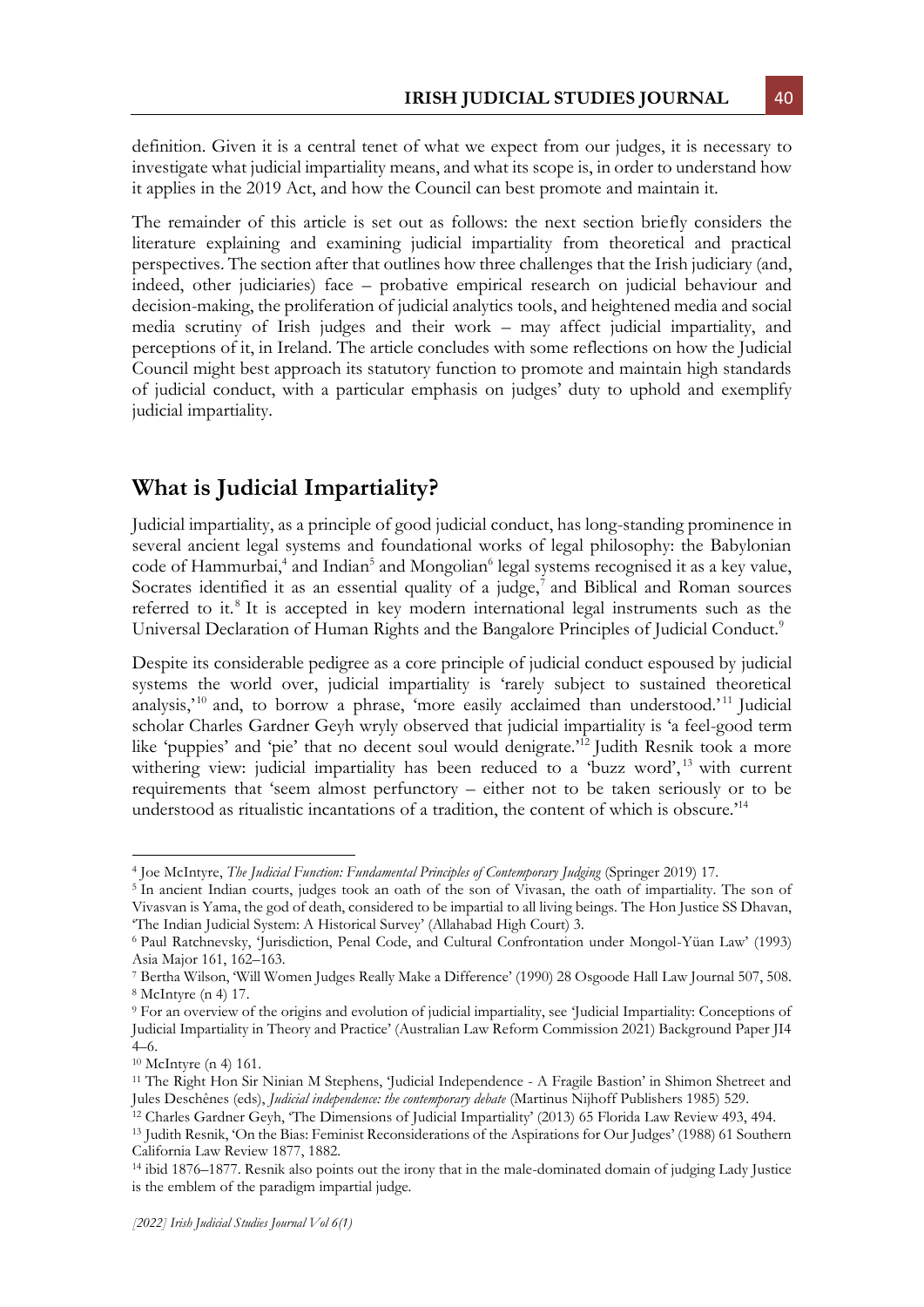definition. Given it is a central tenet of what we expect from our judges, it is necessary to investigate what judicial impartiality means, and what its scope is, in order to understand how it applies in the 2019 Act, and how the Council can best promote and maintain it.

The remainder of this article is set out as follows: the next section briefly considers the literature explaining and examining judicial impartiality from theoretical and practical perspectives. The section after that outlines how three challenges that the Irish judiciary (and, indeed, other judiciaries) face – probative empirical research on judicial behaviour and decision-making, the proliferation of judicial analytics tools, and heightened media and social media scrutiny of Irish judges and their work – may affect judicial impartiality, and perceptions of it, in Ireland. The article concludes with some reflections on how the Judicial Council might best approach its statutory function to promote and maintain high standards of judicial conduct, with a particular emphasis on judges' duty to uphold and exemplify judicial impartiality.

## What is Judicial Impartiality?

Judicial impartiality, as a principle of good judicial conduct, has long-standing prominence in several ancient legal systems and foundational works of legal philosophy: the Babylonian code of Hammurbai,[4] and Indian[5] and Mongolian[6] legal systems recognised it as a key value, Socrates identified it as an essential quality of a judge,[7] and Biblical and Roman sources referred to it.[8] It is accepted in key modern international legal instruments such as the Universal Declaration of Human Rights and the Bangalore Principles of Judicial Conduct.[9]

Despite its considerable pedigree as a core principle of judicial conduct espoused by judicial systems the world over, judicial impartiality is 'rarely subject to sustained theoretical analysis,'[10] and, to borrow a phrase, 'more easily acclaimed than understood.'[11] Judicial scholar Charles Gardner Geyh wryly observed that judicial impartiality is 'a feel-good term like 'puppies' and 'pie' that no decent soul would denigrate.'[12] Judith Resnik took a more withering view: judicial impartiality has been reduced to a 'buzz word',[13] with current requirements that 'seem almost perfunctory – either not to be taken seriously or to be understood as ritualistic incantations of a tradition, the content of which is obscure.'[14]

---

[4] Joe McIntyre, *The Judicial Function: Fundamental Principles of Contemporary Judging* (Springer 2019) 17.

[5] In ancient Indian courts, judges took an oath of the son of Vivasan, the oath of impartiality. The son of Vivasvan is Yama, the god of death, considered to be impartial to all living beings. The Hon Justice SS Dhavan, 'The Indian Judicial System: A Historical Survey' (Allahabad High Court) 3.

[6] Paul Ratchnevsky, 'Jurisdiction, Penal Code, and Cultural Confrontation under Mongol-Yüan Law' (1993) Asia Major 161, 162–163.

[7] Bertha Wilson, 'Will Women Judges Really Make a Difference' (1990) 28 Osgoode Hall Law Journal 507, 508.

[8] McIntyre (n 4) 17.

[9] For an overview of the origins and evolution of judicial impartiality, see 'Judicial Impartiality: Conceptions of Judicial Impartiality in Theory and Practice' (Australian Law Reform Commission 2021) Background Paper JI4 4–6.

[10] McIntyre (n 4) 161.

[11] The Right Hon Sir Ninian M Stephens, 'Judicial Independence - A Fragile Bastion' in Shimon Shetreet and Jules Deschênes (eds), *Judicial independence: the contemporary debate* (Martinus Nijhoff Publishers 1985) 529.

[12] Charles Gardner Geyh, 'The Dimensions of Judicial Impartiality' (2013) 65 Florida Law Review 493, 494.

[13] Judith Resnik, 'On the Bias: Feminist Reconsiderations of the Aspirations for Our Judges' (1988) 61 Southern California Law Review 1877, 1882.

[14] ibid 1876–1877. Resnik also points out the irony that in the male-dominated domain of judging Lady Justice is the emblem of the paradigm impartial judge.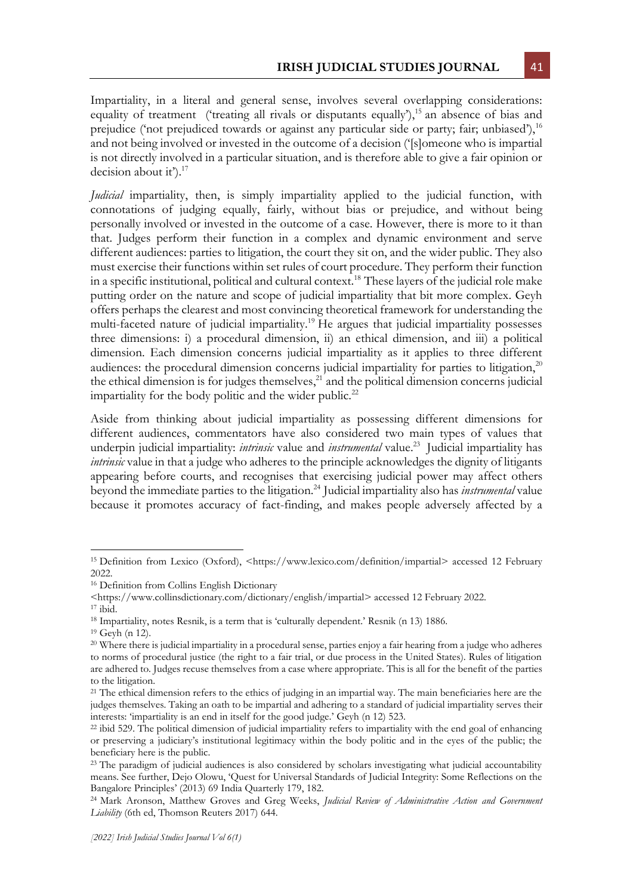Impartiality, in a literal and general sense, involves several overlapping considerations: equality of treatment ('treating all rivals or disputants equally'),[15] an absence of bias and prejudice ('not prejudiced towards or against any particular side or party; fair; unbiased'),[16] and not being involved or invested in the outcome of a decision ('[s]omeone who is impartial is not directly involved in a particular situation, and is therefore able to give a fair opinion or decision about it').[17]

*Judicial* impartiality, then, is simply impartiality applied to the judicial function, with connotations of judging equally, fairly, without bias or prejudice, and without being personally involved or invested in the outcome of a case. However, there is more to it than that. Judges perform their function in a complex and dynamic environment and serve different audiences: parties to litigation, the court they sit on, and the wider public. They also must exercise their functions within set rules of court procedure. They perform their function in a specific institutional, political and cultural context.[18] These layers of the judicial role make putting order on the nature and scope of judicial impartiality that bit more complex. Geyh offers perhaps the clearest and most convincing theoretical framework for understanding the multi-faceted nature of judicial impartiality.[19] He argues that judicial impartiality possesses three dimensions: i) a procedural dimension, ii) an ethical dimension, and iii) a political dimension. Each dimension concerns judicial impartiality as it applies to three different audiences: the procedural dimension concerns judicial impartiality for parties to litigation,[20] the ethical dimension is for judges themselves,[21] and the political dimension concerns judicial impartiality for the body politic and the wider public.[22]

Aside from thinking about judicial impartiality as possessing different dimensions for different audiences, commentators have also considered two main types of values that underpin judicial impartiality: *intrinsic* value and *instrumental* value.[23] Judicial impartiality has *intrinsic* value in that a judge who adheres to the principle acknowledges the dignity of litigants appearing before courts, and recognises that exercising judicial power may affect others beyond the immediate parties to the litigation.[24] Judicial impartiality also has *instrumental* value because it promotes accuracy of fact-finding, and makes people adversely affected by a

---

[15] Definition from Lexico (Oxford), <https://www.lexico.com/definition/impartial> accessed 12 February 2022.

[16] Definition from Collins English Dictionary <https://www.collinsdictionary.com/dictionary/english/impartial> accessed 12 February 2022.

[17] ibid.

[18] Impartiality, notes Resnik, is a term that is 'culturally dependent.' Resnik (n 13) 1886.

[19] Geyh (n 12).

[20] Where there is judicial impartiality in a procedural sense, parties enjoy a fair hearing from a judge who adheres to norms of procedural justice (the right to a fair trial, or due process in the United States). Rules of litigation are adhered to. Judges recuse themselves from a case where appropriate. This is all for the benefit of the parties to the litigation.

[21] The ethical dimension refers to the ethics of judging in an impartial way. The main beneficiaries here are the judges themselves. Taking an oath to be impartial and adhering to a standard of judicial impartiality serves their interests: 'impartiality is an end in itself for the good judge.' Geyh (n 12) 523.

[22] ibid 529. The political dimension of judicial impartiality refers to impartiality with the end goal of enhancing or preserving a judiciary's institutional legitimacy within the body politic and in the eyes of the public; the beneficiary here is the public.

[23] The paradigm of judicial audiences is also considered by scholars investigating what judicial accountability means. See further, Dejo Olowu, 'Quest for Universal Standards of Judicial Integrity: Some Reflections on the Bangalore Principles' (2013) 69 India Quarterly 179, 182.

[24] Mark Aronson, Matthew Groves and Greg Weeks, *Judicial Review of Administrative Action and Government Liability* (6th ed, Thomson Reuters 2017) 644.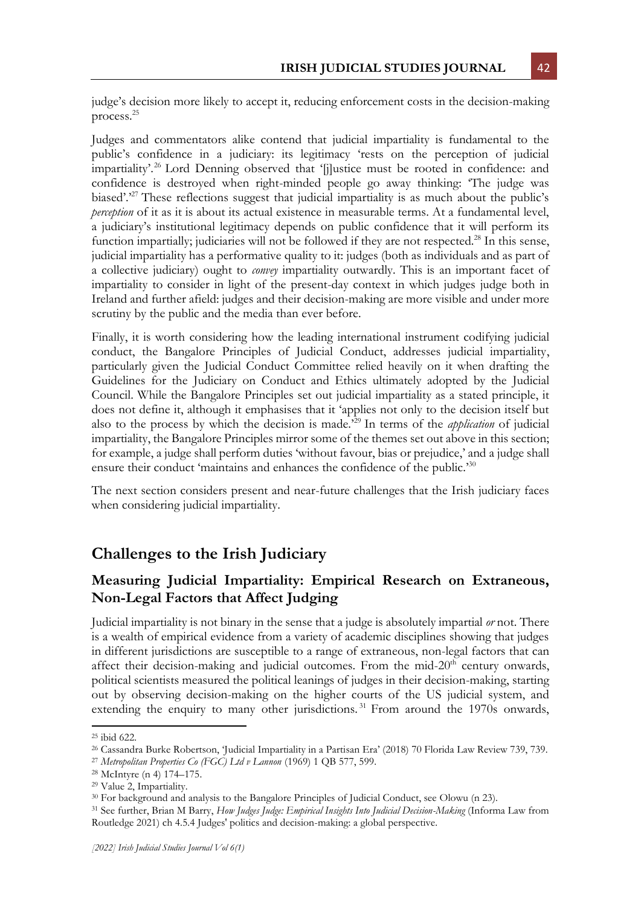judge's decision more likely to accept it, reducing enforcement costs in the decision-making process.[25]

Judges and commentators alike contend that judicial impartiality is fundamental to the public's confidence in a judiciary: its legitimacy 'rests on the perception of judicial impartiality'.[26] Lord Denning observed that '[j]ustice must be rooted in confidence: and confidence is destroyed when right-minded people go away thinking: 'The judge was biased'.'[27] These reflections suggest that judicial impartiality is as much about the public's *perception* of it as it is about its actual existence in measurable terms. At a fundamental level, a judiciary's institutional legitimacy depends on public confidence that it will perform its function impartially; judiciaries will not be followed if they are not respected.[28] In this sense, judicial impartiality has a performative quality to it: judges (both as individuals and as part of a collective judiciary) ought to *convey* impartiality outwardly. This is an important facet of impartiality to consider in light of the present-day context in which judges judge both in Ireland and further afield: judges and their decision-making are more visible and under more scrutiny by the public and the media than ever before.

Finally, it is worth considering how the leading international instrument codifying judicial conduct, the Bangalore Principles of Judicial Conduct, addresses judicial impartiality, particularly given the Judicial Conduct Committee relied heavily on it when drafting the Guidelines for the Judiciary on Conduct and Ethics ultimately adopted by the Judicial Council. While the Bangalore Principles set out judicial impartiality as a stated principle, it does not define it, although it emphasises that it 'applies not only to the decision itself but also to the process by which the decision is made.'[29] In terms of the *application* of judicial impartiality, the Bangalore Principles mirror some of the themes set out above in this section; for example, a judge shall perform duties 'without favour, bias or prejudice,' and a judge shall ensure their conduct 'maintains and enhances the confidence of the public.'[30]

The next section considers present and near-future challenges that the Irish judiciary faces when considering judicial impartiality.

## Challenges to the Irish Judiciary

### Measuring Judicial Impartiality: Empirical Research on Extraneous, Non-Legal Factors that Affect Judging

Judicial impartiality is not binary in the sense that a judge is absolutely impartial *or* not. There is a wealth of empirical evidence from a variety of academic disciplines showing that judges in different jurisdictions are susceptible to a range of extraneous, non-legal factors that can affect their decision-making and judicial outcomes. From the mid-20th century onwards, political scientists measured the political leanings of judges in their decision-making, starting out by observing decision-making on the higher courts of the US judicial system, and extending the enquiry to many other jurisdictions.[31] From around the 1970s onwards,

---

[25] ibid 622.

[26] Cassandra Burke Robertson, 'Judicial Impartiality in a Partisan Era' (2018) 70 Florida Law Review 739, 739.

[27] *Metropolitan Properties Co (FGC) Ltd v Lannon* (1969) 1 QB 577, 599.

[28] McIntyre (n 4) 174–175.

[29] Value 2, Impartiality.

[30] For background and analysis to the Bangalore Principles of Judicial Conduct, see Olowu (n 23).

[31] See further, Brian M Barry, *How Judges Judge: Empirical Insights Into Judicial Decision-Making* (Informa Law from Routledge 2021) ch 4.5.4 Judges' politics and decision-making: a global perspective.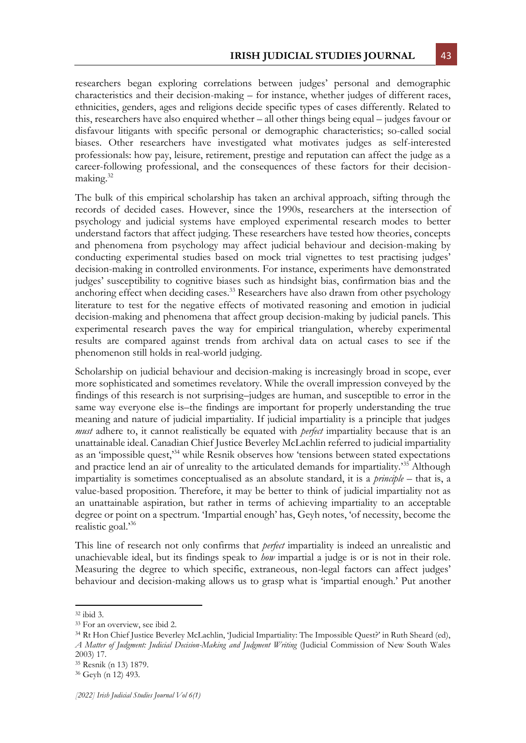researchers began exploring correlations between judges' personal and demographic characteristics and their decision-making – for instance, whether judges of different races, ethnicities, genders, ages and religions decide specific types of cases differently. Related to this, researchers have also enquired whether – all other things being equal – judges favour or disfavour litigants with specific personal or demographic characteristics; so-called social biases. Other researchers have investigated what motivates judges as self-interested professionals: how pay, leisure, retirement, prestige and reputation can affect the judge as a career-following professional, and the consequences of these factors for their decision-making.[32]

The bulk of this empirical scholarship has taken an archival approach, sifting through the records of decided cases. However, since the 1990s, researchers at the intersection of psychology and judicial systems have employed experimental research modes to better understand factors that affect judging. These researchers have tested how theories, concepts and phenomena from psychology may affect judicial behaviour and decision-making by conducting experimental studies based on mock trial vignettes to test practising judges' decision-making in controlled environments. For instance, experiments have demonstrated judges' susceptibility to cognitive biases such as hindsight bias, confirmation bias and the anchoring effect when deciding cases.[33] Researchers have also drawn from other psychology literature to test for the negative effects of motivated reasoning and emotion in judicial decision-making and phenomena that affect group decision-making by judicial panels. This experimental research paves the way for empirical triangulation, whereby experimental results are compared against trends from archival data on actual cases to see if the phenomenon still holds in real-world judging.

Scholarship on judicial behaviour and decision-making is increasingly broad in scope, ever more sophisticated and sometimes revelatory. While the overall impression conveyed by the findings of this research is not surprising–judges are human, and susceptible to error in the same way everyone else is–the findings are important for properly understanding the true meaning and nature of judicial impartiality. If judicial impartiality is a principle that judges *must* adhere to, it cannot realistically be equated with *perfect* impartiality because that is an unattainable ideal. Canadian Chief Justice Beverley McLachlin referred to judicial impartiality as an 'impossible quest,'[34] while Resnik observes how 'tensions between stated expectations and practice lend an air of unreality to the articulated demands for impartiality.'[35] Although impartiality is sometimes conceptualised as an absolute standard, it is a *principle* – that is, a value-based proposition. Therefore, it may be better to think of judicial impartiality not as an unattainable aspiration, but rather in terms of achieving impartiality to an acceptable degree or point on a spectrum. 'Impartial enough' has, Geyh notes, 'of necessity, become the realistic goal.'[36]

This line of research not only confirms that *perfect* impartiality is indeed an unrealistic and unachievable ideal, but its findings speak to *how* impartial a judge is or is not in their role. Measuring the degree to which specific, extraneous, non-legal factors can affect judges' behaviour and decision-making allows us to grasp what is 'impartial enough.' Put another

---

[32] ibid 3.

[33] For an overview, see ibid 2.

[34] Rt Hon Chief Justice Beverley McLachlin, 'Judicial Impartiality: The Impossible Quest?' in Ruth Sheard (ed), *A Matter of Judgment: Judicial Decision-Making and Judgment Writing* (Judicial Commission of New South Wales 2003) 17.

[35] Resnik (n 13) 1879.

[36] Geyh (n 12) 493.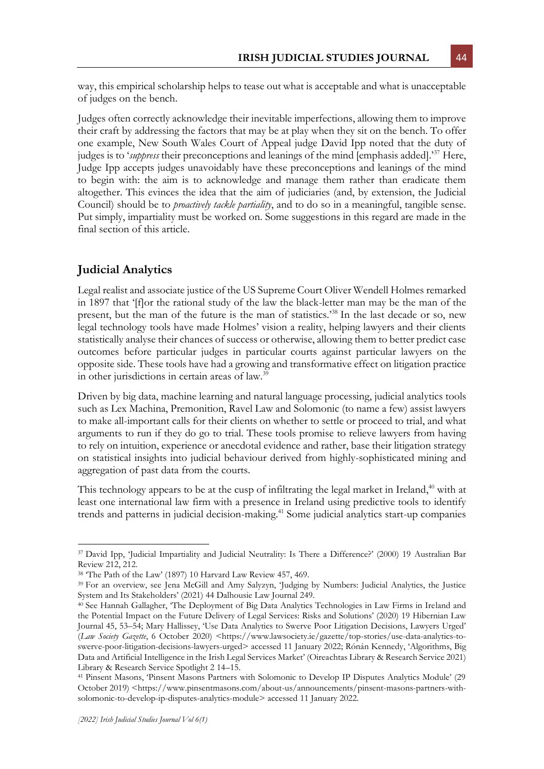way, this empirical scholarship helps to tease out what is acceptable and what is unacceptable of judges on the bench.

Judges often correctly acknowledge their inevitable imperfections, allowing them to improve their craft by addressing the factors that may be at play when they sit on the bench. To offer one example, New South Wales Court of Appeal judge David Ipp noted that the duty of judges is to '*suppress* their preconceptions and leanings of the mind [emphasis added].'[37] Here, Judge Ipp accepts judges unavoidably have these preconceptions and leanings of the mind to begin with: the aim is to acknowledge and manage them rather than eradicate them altogether. This evinces the idea that the aim of judiciaries (and, by extension, the Judicial Council) should be to *proactively tackle partiality*, and to do so in a meaningful, tangible sense. Put simply, impartiality must be worked on. Some suggestions in this regard are made in the final section of this article.

## Judicial Analytics

Legal realist and associate justice of the US Supreme Court Oliver Wendell Holmes remarked in 1897 that '[f]or the rational study of the law the black-letter man may be the man of the present, but the man of the future is the man of statistics.'[38] In the last decade or so, new legal technology tools have made Holmes' vision a reality, helping lawyers and their clients statistically analyse their chances of success or otherwise, allowing them to better predict case outcomes before particular judges in particular courts against particular lawyers on the opposite side. These tools have had a growing and transformative effect on litigation practice in other jurisdictions in certain areas of law.[39]

Driven by big data, machine learning and natural language processing, judicial analytics tools such as Lex Machina, Premonition, Ravel Law and Solomonic (to name a few) assist lawyers to make all-important calls for their clients on whether to settle or proceed to trial, and what arguments to run if they do go to trial. These tools promise to relieve lawyers from having to rely on intuition, experience or anecdotal evidence and rather, base their litigation strategy on statistical insights into judicial behaviour derived from highly-sophisticated mining and aggregation of past data from the courts.

This technology appears to be at the cusp of infiltrating the legal market in Ireland,[40] with at least one international law firm with a presence in Ireland using predictive tools to identify trends and patterns in judicial decision-making.[41] Some judicial analytics start-up companies

---

[37] David Ipp, 'Judicial Impartiality and Judicial Neutrality: Is There a Difference?' (2000) 19 Australian Bar Review 212, 212.

[38] 'The Path of the Law' (1897) 10 Harvard Law Review 457, 469.

[39] For an overview, see Jena McGill and Amy Salyzyn, 'Judging by Numbers: Judicial Analytics, the Justice System and Its Stakeholders' (2021) 44 Dalhousie Law Journal 249.

[40] See Hannah Gallagher, 'The Deployment of Big Data Analytics Technologies in Law Firms in Ireland and the Potential Impact on the Future Delivery of Legal Services: Risks and Solutions' (2020) 19 Hibernian Law Journal 45, 53–54; Mary Hallissey, 'Use Data Analytics to Swerve Poor Litigation Decisions, Lawyers Urged' (*Law Society Gazette*, 6 October 2020) <https://www.lawsociety.ie/gazette/top-stories/use-data-analytics-to-swerve-poor-litigation-decisions-lawyers-urged> accessed 11 January 2022; Rónán Kennedy, 'Algorithms, Big Data and Artificial Intelligence in the Irish Legal Services Market' (Oireachtas Library & Research Service 2021) Library & Research Service Spotlight 2 14–15.

[41] Pinsent Masons, 'Pinsent Masons Partners with Solomonic to Develop IP Disputes Analytics Module' (29 October 2019) <https://www.pinsentmasons.com/about-us/announcements/pinsent-masons-partners-with-solomonic-to-develop-ip-disputes-analytics-module> accessed 11 January 2022.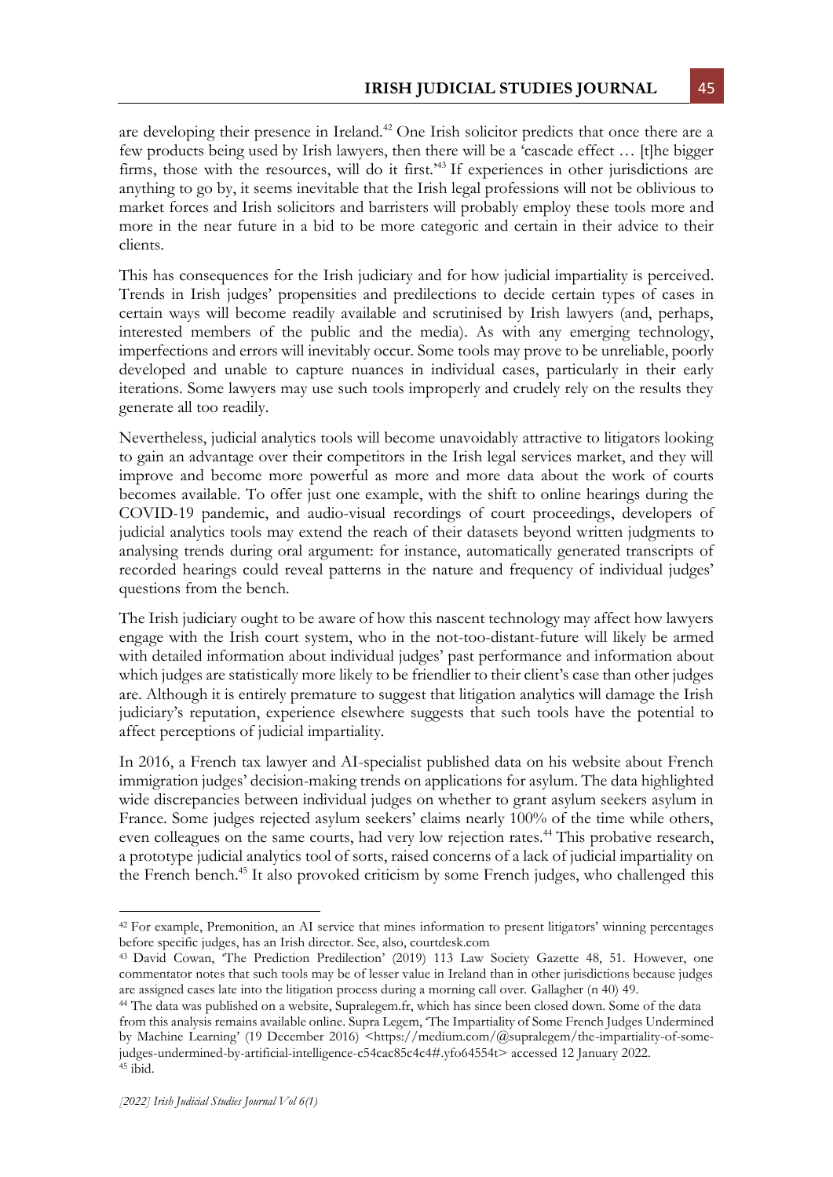are developing their presence in Ireland.[42] One Irish solicitor predicts that once there are a few products being used by Irish lawyers, then there will be a 'cascade effect … [t]he bigger firms, those with the resources, will do it first.'[43] If experiences in other jurisdictions are anything to go by, it seems inevitable that the Irish legal professions will not be oblivious to market forces and Irish solicitors and barristers will probably employ these tools more and more in the near future in a bid to be more categoric and certain in their advice to their clients.

This has consequences for the Irish judiciary and for how judicial impartiality is perceived. Trends in Irish judges' propensities and predilections to decide certain types of cases in certain ways will become readily available and scrutinised by Irish lawyers (and, perhaps, interested members of the public and the media). As with any emerging technology, imperfections and errors will inevitably occur. Some tools may prove to be unreliable, poorly developed and unable to capture nuances in individual cases, particularly in their early iterations. Some lawyers may use such tools improperly and crudely rely on the results they generate all too readily.

Nevertheless, judicial analytics tools will become unavoidably attractive to litigators looking to gain an advantage over their competitors in the Irish legal services market, and they will improve and become more powerful as more and more data about the work of courts becomes available. To offer just one example, with the shift to online hearings during the COVID-19 pandemic, and audio-visual recordings of court proceedings, developers of judicial analytics tools may extend the reach of their datasets beyond written judgments to analysing trends during oral argument: for instance, automatically generated transcripts of recorded hearings could reveal patterns in the nature and frequency of individual judges' questions from the bench.

The Irish judiciary ought to be aware of how this nascent technology may affect how lawyers engage with the Irish court system, who in the not-too-distant-future will likely be armed with detailed information about individual judges' past performance and information about which judges are statistically more likely to be friendlier to their client's case than other judges are. Although it is entirely premature to suggest that litigation analytics will damage the Irish judiciary's reputation, experience elsewhere suggests that such tools have the potential to affect perceptions of judicial impartiality.

In 2016, a French tax lawyer and AI-specialist published data on his website about French immigration judges' decision-making trends on applications for asylum. The data highlighted wide discrepancies between individual judges on whether to grant asylum seekers asylum in France. Some judges rejected asylum seekers' claims nearly 100% of the time while others, even colleagues on the same courts, had very low rejection rates.[44] This probative research, a prototype judicial analytics tool of sorts, raised concerns of a lack of judicial impartiality on the French bench.[45] It also provoked criticism by some French judges, who challenged this

---

[42] For example, Premonition, an AI service that mines information to present litigators' winning percentages before specific judges, has an Irish director. See, also, courtdesk.com

[43] David Cowan, 'The Prediction Predilection' (2019) 113 Law Society Gazette 48, 51. However, one commentator notes that such tools may be of lesser value in Ireland than in other jurisdictions because judges are assigned cases late into the litigation process during a morning call over. Gallagher (n 40) 49.

[44] The data was published on a website, Supralegem.fr, which has since been closed down. Some of the data from this analysis remains available online. Supra Legem, 'The Impartiality of Some French Judges Undermined by Machine Learning' (19 December 2016) <https://medium.com/@supralegem/the-impartiality-of-some-judges-undermined-by-artificial-intelligence-c54cac85c4c4#.yfo64554t> accessed 12 January 2022.

[45] ibid.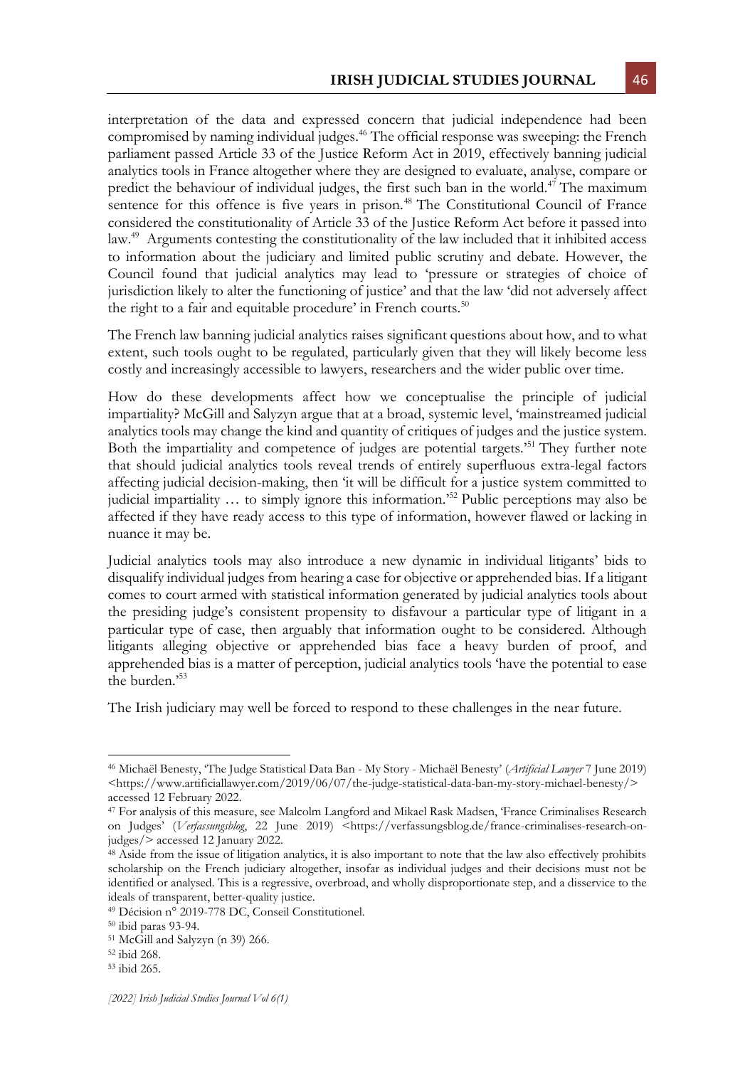interpretation of the data and expressed concern that judicial independence had been compromised by naming individual judges.[46] The official response was sweeping: the French parliament passed Article 33 of the Justice Reform Act in 2019, effectively banning judicial analytics tools in France altogether where they are designed to evaluate, analyse, compare or predict the behaviour of individual judges, the first such ban in the world.[47] The maximum sentence for this offence is five years in prison.[48] The Constitutional Council of France considered the constitutionality of Article 33 of the Justice Reform Act before it passed into law.[49] Arguments contesting the constitutionality of the law included that it inhibited access to information about the judiciary and limited public scrutiny and debate. However, the Council found that judicial analytics may lead to 'pressure or strategies of choice of jurisdiction likely to alter the functioning of justice' and that the law 'did not adversely affect the right to a fair and equitable procedure' in French courts.[50]

The French law banning judicial analytics raises significant questions about how, and to what extent, such tools ought to be regulated, particularly given that they will likely become less costly and increasingly accessible to lawyers, researchers and the wider public over time.

How do these developments affect how we conceptualise the principle of judicial impartiality? McGill and Salyzyn argue that at a broad, systemic level, 'mainstreamed judicial analytics tools may change the kind and quantity of critiques of judges and the justice system. Both the impartiality and competence of judges are potential targets.'[51] They further note that should judicial analytics tools reveal trends of entirely superfluous extra-legal factors affecting judicial decision-making, then 'it will be difficult for a justice system committed to judicial impartiality … to simply ignore this information.'[52] Public perceptions may also be affected if they have ready access to this type of information, however flawed or lacking in nuance it may be.

Judicial analytics tools may also introduce a new dynamic in individual litigants' bids to disqualify individual judges from hearing a case for objective or apprehended bias. If a litigant comes to court armed with statistical information generated by judicial analytics tools about the presiding judge's consistent propensity to disfavour a particular type of litigant in a particular type of case, then arguably that information ought to be considered. Although litigants alleging objective or apprehended bias face a heavy burden of proof, and apprehended bias is a matter of perception, judicial analytics tools 'have the potential to ease the burden.'[53]

The Irish judiciary may well be forced to respond to these challenges in the near future.

---

[46] Michaël Benesty, 'The Judge Statistical Data Ban - My Story - Michaël Benesty' (*Artificial Lawyer* 7 June 2019) <https://www.artificiallawyer.com/2019/06/07/the-judge-statistical-data-ban-my-story-michael-benesty/> accessed 12 February 2022.

[47] For analysis of this measure, see Malcolm Langford and Mikael Rask Madsen, 'France Criminalises Research on Judges' (*Verfassungsblog*, 22 June 2019) <https://verfassungsblog.de/france-criminalises-research-on-judges/> accessed 12 January 2022.

[48] Aside from the issue of litigation analytics, it is also important to note that the law also effectively prohibits scholarship on the French judiciary altogether, insofar as individual judges and their decisions must not be identified or analysed. This is a regressive, overbroad, and wholly disproportionate step, and a disservice to the ideals of transparent, better-quality justice.

[49] Décision n° 2019-778 DC, Conseil Constitutionel.

[50] ibid paras 93-94.

[51] McGill and Salyzyn (n 39) 266.

[52] ibid 268.

[53] ibid 265.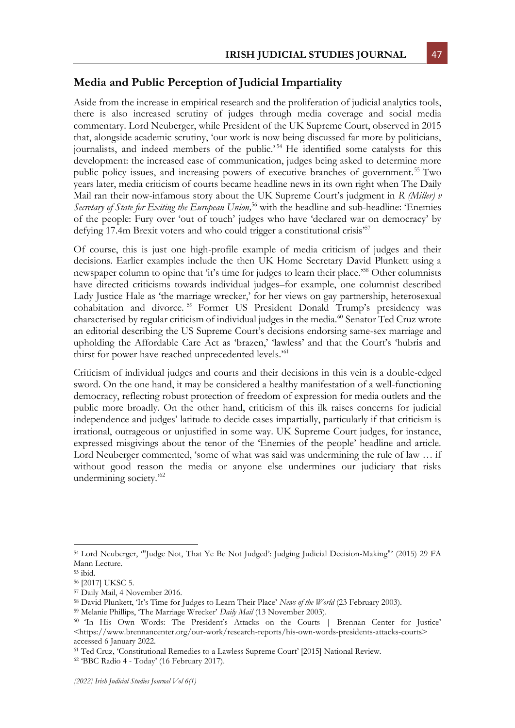## Media and Public Perception of Judicial Impartiality

Aside from the increase in empirical research and the proliferation of judicial analytics tools, there is also increased scrutiny of judges through media coverage and social media commentary. Lord Neuberger, while President of the UK Supreme Court, observed in 2015 that, alongside academic scrutiny, 'our work is now being discussed far more by politicians, journalists, and indeed members of the public.'[54] He identified some catalysts for this development: the increased ease of communication, judges being asked to determine more public policy issues, and increasing powers of executive branches of government.[55] Two years later, media criticism of courts became headline news in its own right when The Daily Mail ran their now-infamous story about the UK Supreme Court's judgment in *R (Miller) v Secretary of State for Exiting the European Union,*[56] with the headline and sub-headline: 'Enemies of the people: Fury over 'out of touch' judges who have 'declared war on democracy' by defying 17.4m Brexit voters and who could trigger a constitutional crisis'[57]

Of course, this is just one high-profile example of media criticism of judges and their decisions. Earlier examples include the then UK Home Secretary David Plunkett using a newspaper column to opine that 'it's time for judges to learn their place.'[58] Other columnists have directed criticisms towards individual judges–for example, one columnist described Lady Justice Hale as 'the marriage wrecker,' for her views on gay partnership, heterosexual cohabitation and divorce.[59] Former US President Donald Trump's presidency was characterised by regular criticism of individual judges in the media.[60] Senator Ted Cruz wrote an editorial describing the US Supreme Court's decisions endorsing same-sex marriage and upholding the Affordable Care Act as 'brazen,' 'lawless' and that the Court's 'hubris and thirst for power have reached unprecedented levels.'[61]

Criticism of individual judges and courts and their decisions in this vein is a double-edged sword. On the one hand, it may be considered a healthy manifestation of a well-functioning democracy, reflecting robust protection of freedom of expression for media outlets and the public more broadly. On the other hand, criticism of this ilk raises concerns for judicial independence and judges' latitude to decide cases impartially, particularly if that criticism is irrational, outrageous or unjustified in some way. UK Supreme Court judges, for instance, expressed misgivings about the tenor of the 'Enemies of the people' headline and article. Lord Neuberger commented, 'some of what was said was undermining the rule of law … if without good reason the media or anyone else undermines our judiciary that risks undermining society.'[62]

---

[54] Lord Neuberger, '"Judge Not, That Ye Be Not Judged': Judging Judicial Decision-Making"' (2015) 29 FA Mann Lecture.

[55] ibid.

[56] [2017] UKSC 5.

[57] Daily Mail, 4 November 2016.

[58] David Plunkett, 'It's Time for Judges to Learn Their Place' *News of the World* (23 February 2003).

[59] Melanie Phillips, 'The Marriage Wrecker' *Daily Mail* (13 November 2003).

[60] 'In His Own Words: The President's Attacks on the Courts | Brennan Center for Justice' <https://www.brennancenter.org/our-work/research-reports/his-own-words-presidents-attacks-courts> accessed 6 January 2022.

[61] Ted Cruz, 'Constitutional Remedies to a Lawless Supreme Court' [2015] National Review.

[62] 'BBC Radio 4 - Today' (16 February 2017).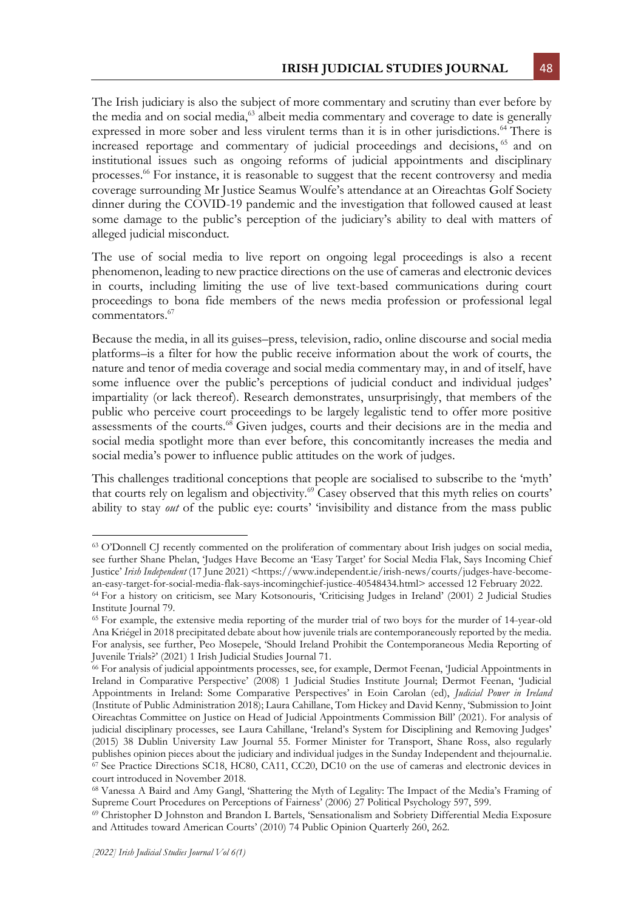The Irish judiciary is also the subject of more commentary and scrutiny than ever before by the media and on social media,[63] albeit media commentary and coverage to date is generally expressed in more sober and less virulent terms than it is in other jurisdictions.[64] There is increased reportage and commentary of judicial proceedings and decisions,[65] and on institutional issues such as ongoing reforms of judicial appointments and disciplinary processes.[66] For instance, it is reasonable to suggest that the recent controversy and media coverage surrounding Mr Justice Seamus Woulfe's attendance at an Oireachtas Golf Society dinner during the COVID-19 pandemic and the investigation that followed caused at least some damage to the public's perception of the judiciary's ability to deal with matters of alleged judicial misconduct.

The use of social media to live report on ongoing legal proceedings is also a recent phenomenon, leading to new practice directions on the use of cameras and electronic devices in courts, including limiting the use of live text-based communications during court proceedings to bona fide members of the news media profession or professional legal commentators.[67]

Because the media, in all its guises–press, television, radio, online discourse and social media platforms–is a filter for how the public receive information about the work of courts, the nature and tenor of media coverage and social media commentary may, in and of itself, have some influence over the public's perceptions of judicial conduct and individual judges' impartiality (or lack thereof). Research demonstrates, unsurprisingly, that members of the public who perceive court proceedings to be largely legalistic tend to offer more positive assessments of the courts.[68] Given judges, courts and their decisions are in the media and social media spotlight more than ever before, this concomitantly increases the media and social media's power to influence public attitudes on the work of judges.

This challenges traditional conceptions that people are socialised to subscribe to the 'myth' that courts rely on legalism and objectivity.[69] Casey observed that this myth relies on courts' ability to stay *out* of the public eye: courts' 'invisibility and distance from the mass public

---

[63] O'Donnell CJ recently commented on the proliferation of commentary about Irish judges on social media, see further Shane Phelan, 'Judges Have Become an 'Easy Target' for Social Media Flak, Says Incoming Chief Justice' *Irish Independent* (17 June 2021) <https://www.independent.ie/irish-news/courts/judges-have-become-an-easy-target-for-social-media-flak-says-incomingchief-justice-40548434.html> accessed 12 February 2022.

[64] For a history on criticism, see Mary Kotsonouris, 'Criticising Judges in Ireland' (2001) 2 Judicial Studies Institute Journal 79.

[65] For example, the extensive media reporting of the murder trial of two boys for the murder of 14-year-old Ana Kriégel in 2018 precipitated debate about how juvenile trials are contemporaneously reported by the media. For analysis, see further, Peo Mosepele, 'Should Ireland Prohibit the Contemporaneous Media Reporting of Juvenile Trials?' (2021) 1 Irish Judicial Studies Journal 71.

[66] For analysis of judicial appointments processes, see, for example, Dermot Feenan, 'Judicial Appointments in Ireland in Comparative Perspective' (2008) 1 Judicial Studies Institute Journal; Dermot Feenan, 'Judicial Appointments in Ireland: Some Comparative Perspectives' in Eoin Carolan (ed), *Judicial Power in Ireland* (Institute of Public Administration 2018); Laura Cahillane, Tom Hickey and David Kenny, 'Submission to Joint Oireachtas Committee on Justice on Head of Judicial Appointments Commission Bill' (2021). For analysis of judicial disciplinary processes, see Laura Cahillane, 'Ireland's System for Disciplining and Removing Judges' (2015) 38 Dublin University Law Journal 55. Former Minister for Transport, Shane Ross, also regularly publishes opinion pieces about the judiciary and individual judges in the Sunday Independent and thejournal.ie.

[67] See Practice Directions SC18, HC80, CA11, CC20, DC10 on the use of cameras and electronic devices in court introduced in November 2018.

[68] Vanessa A Baird and Amy Gangl, 'Shattering the Myth of Legality: The Impact of the Media's Framing of Supreme Court Procedures on Perceptions of Fairness' (2006) 27 Political Psychology 597, 599.

[69] Christopher D Johnston and Brandon L Bartels, 'Sensationalism and Sobriety Differential Media Exposure and Attitudes toward American Courts' (2010) 74 Public Opinion Quarterly 260, 262.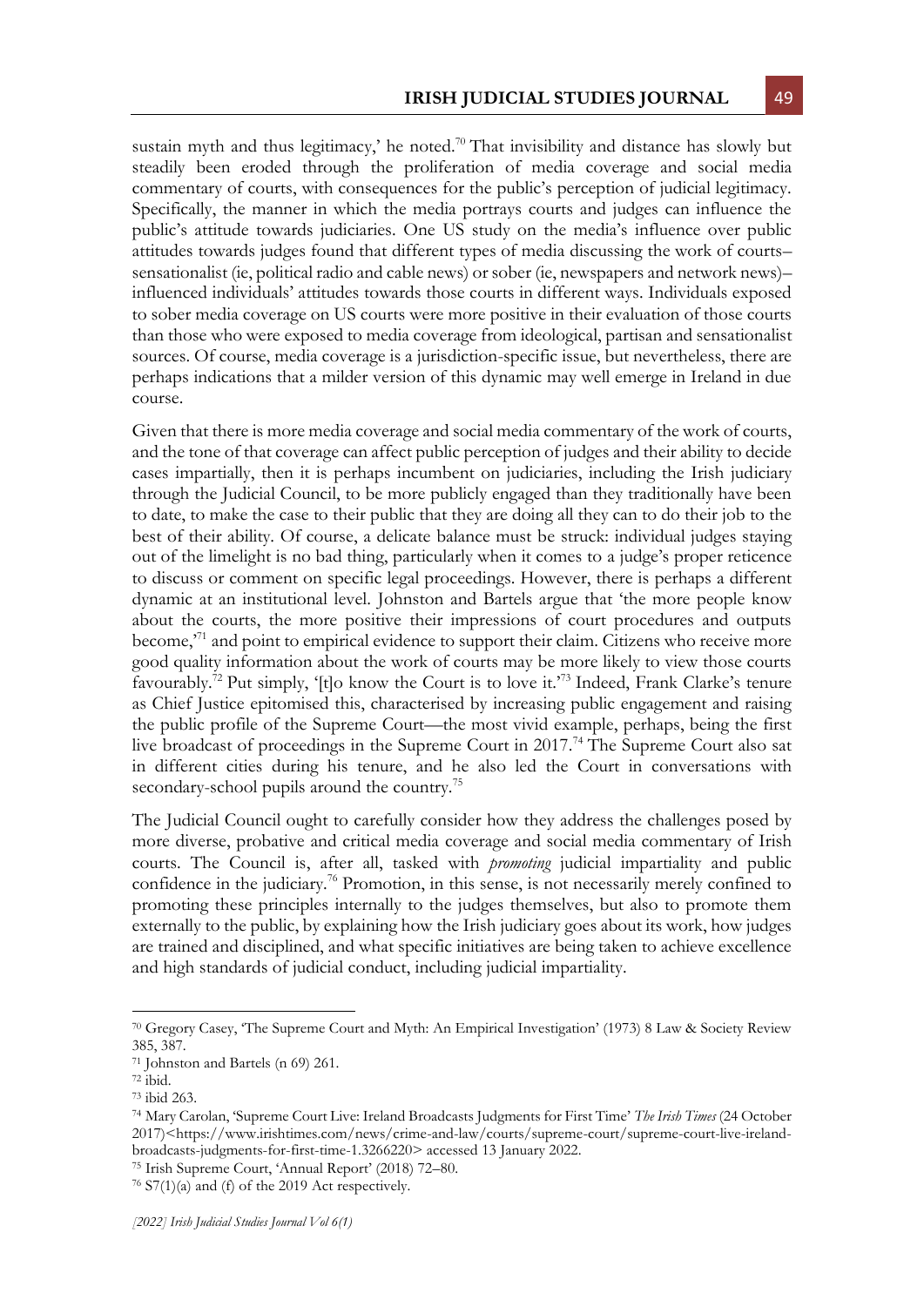sustain myth and thus legitimacy,' he noted.[70] That invisibility and distance has slowly but steadily been eroded through the proliferation of media coverage and social media commentary of courts, with consequences for the public's perception of judicial legitimacy. Specifically, the manner in which the media portrays courts and judges can influence the public's attitude towards judiciaries. One US study on the media's influence over public attitudes towards judges found that different types of media discussing the work of courts–sensationalist (ie, political radio and cable news) or sober (ie, newspapers and network news)–influenced individuals' attitudes towards those courts in different ways. Individuals exposed to sober media coverage on US courts were more positive in their evaluation of those courts than those who were exposed to media coverage from ideological, partisan and sensationalist sources. Of course, media coverage is a jurisdiction-specific issue, but nevertheless, there are perhaps indications that a milder version of this dynamic may well emerge in Ireland in due course.

Given that there is more media coverage and social media commentary of the work of courts, and the tone of that coverage can affect public perception of judges and their ability to decide cases impartially, then it is perhaps incumbent on judiciaries, including the Irish judiciary through the Judicial Council, to be more publicly engaged than they traditionally have been to date, to make the case to their public that they are doing all they can to do their job to the best of their ability. Of course, a delicate balance must be struck: individual judges staying out of the limelight is no bad thing, particularly when it comes to a judge's proper reticence to discuss or comment on specific legal proceedings. However, there is perhaps a different dynamic at an institutional level. Johnston and Bartels argue that 'the more people know about the courts, the more positive their impressions of court procedures and outputs become,'[71] and point to empirical evidence to support their claim. Citizens who receive more good quality information about the work of courts may be more likely to view those courts favourably.[72] Put simply, '[t]o know the Court is to love it.'[73] Indeed, Frank Clarke's tenure as Chief Justice epitomised this, characterised by increasing public engagement and raising the public profile of the Supreme Court—the most vivid example, perhaps, being the first live broadcast of proceedings in the Supreme Court in 2017.[74] The Supreme Court also sat in different cities during his tenure, and he also led the Court in conversations with secondary-school pupils around the country.[75]

The Judicial Council ought to carefully consider how they address the challenges posed by more diverse, probative and critical media coverage and social media commentary of Irish courts. The Council is, after all, tasked with *promoting* judicial impartiality and public confidence in the judiciary.[76] Promotion, in this sense, is not necessarily merely confined to promoting these principles internally to the judges themselves, but also to promote them externally to the public, by explaining how the Irish judiciary goes about its work, how judges are trained and disciplined, and what specific initiatives are being taken to achieve excellence and high standards of judicial conduct, including judicial impartiality.

---

[70] Gregory Casey, 'The Supreme Court and Myth: An Empirical Investigation' (1973) 8 Law & Society Review 385, 387.

[71] Johnston and Bartels (n 69) 261.

[72] ibid.

[73] ibid 263.

[74] Mary Carolan, 'Supreme Court Live: Ireland Broadcasts Judgments for First Time' *The Irish Times* (24 October 2017)<https://www.irishtimes.com/news/crime-and-law/courts/supreme-court/supreme-court-live-ireland-broadcasts-judgments-for-first-time-1.3266220> accessed 13 January 2022.

[75] Irish Supreme Court, 'Annual Report' (2018) 72–80.

[76] S7(1)(a) and (f) of the 2019 Act respectively.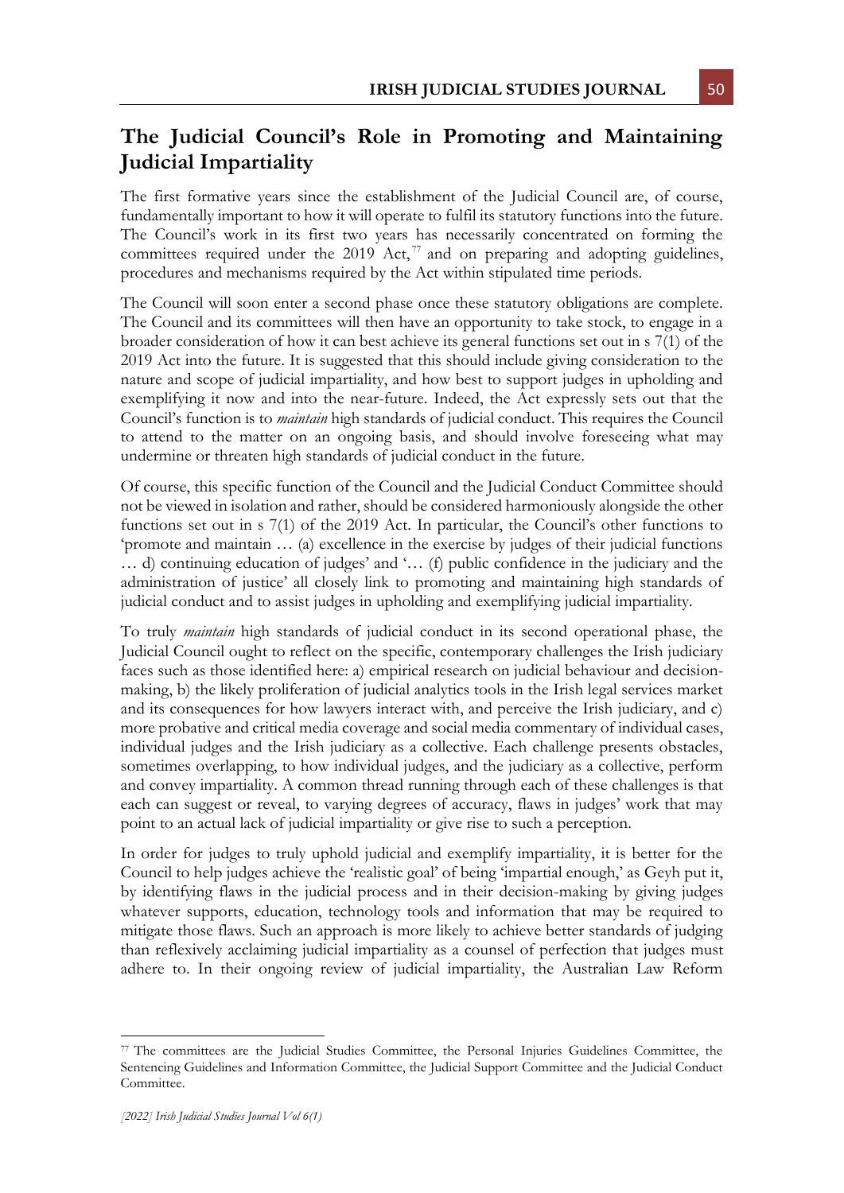## The Judicial Council's Role in Promoting and Maintaining Judicial Impartiality

The first formative years since the establishment of the Judicial Council are, of course, fundamentally important to how it will operate to fulfil its statutory functions into the future. The Council's work in its first two years has necessarily concentrated on forming the committees required under the 2019 Act,[77] and on preparing and adopting guidelines, procedures and mechanisms required by the Act within stipulated time periods.

The Council will soon enter a second phase once these statutory obligations are complete. The Council and its committees will then have an opportunity to take stock, to engage in a broader consideration of how it can best achieve its general functions set out in s 7(1) of the 2019 Act into the future. It is suggested that this should include giving consideration to the nature and scope of judicial impartiality, and how best to support judges in upholding and exemplifying it now and into the near-future. Indeed, the Act expressly sets out that the Council's function is to *maintain* high standards of judicial conduct. This requires the Council to attend to the matter on an ongoing basis, and should involve foreseeing what may undermine or threaten high standards of judicial conduct in the future.

Of course, this specific function of the Council and the Judicial Conduct Committee should not be viewed in isolation and rather, should be considered harmoniously alongside the other functions set out in s 7(1) of the 2019 Act. In particular, the Council's other functions to 'promote and maintain … (a) excellence in the exercise by judges of their judicial functions … d) continuing education of judges' and '… (f) public confidence in the judiciary and the administration of justice' all closely link to promoting and maintaining high standards of judicial conduct and to assist judges in upholding and exemplifying judicial impartiality.

To truly *maintain* high standards of judicial conduct in its second operational phase, the Judicial Council ought to reflect on the specific, contemporary challenges the Irish judiciary faces such as those identified here: a) empirical research on judicial behaviour and decision-making, b) the likely proliferation of judicial analytics tools in the Irish legal services market and its consequences for how lawyers interact with, and perceive the Irish judiciary, and c) more probative and critical media coverage and social media commentary of individual cases, individual judges and the Irish judiciary as a collective. Each challenge presents obstacles, sometimes overlapping, to how individual judges, and the judiciary as a collective, perform and convey impartiality. A common thread running through each of these challenges is that each can suggest or reveal, to varying degrees of accuracy, flaws in judges' work that may point to an actual lack of judicial impartiality or give rise to such a perception.

In order for judges to truly uphold judicial and exemplify impartiality, it is better for the Council to help judges achieve the 'realistic goal' of being 'impartial enough,' as Geyh put it, by identifying flaws in the judicial process and in their decision-making by giving judges whatever supports, education, technology tools and information that may be required to mitigate those flaws. Such an approach is more likely to achieve better standards of judging than reflexively acclaiming judicial impartiality as a counsel of perfection that judges must adhere to. In their ongoing review of judicial impartiality, the Australian Law Reform

[77] The committees are the Judicial Studies Committee, the Personal Injuries Guidelines Committee, the Sentencing Guidelines and Information Committee, the Judicial Support Committee and the Judicial Conduct Committee.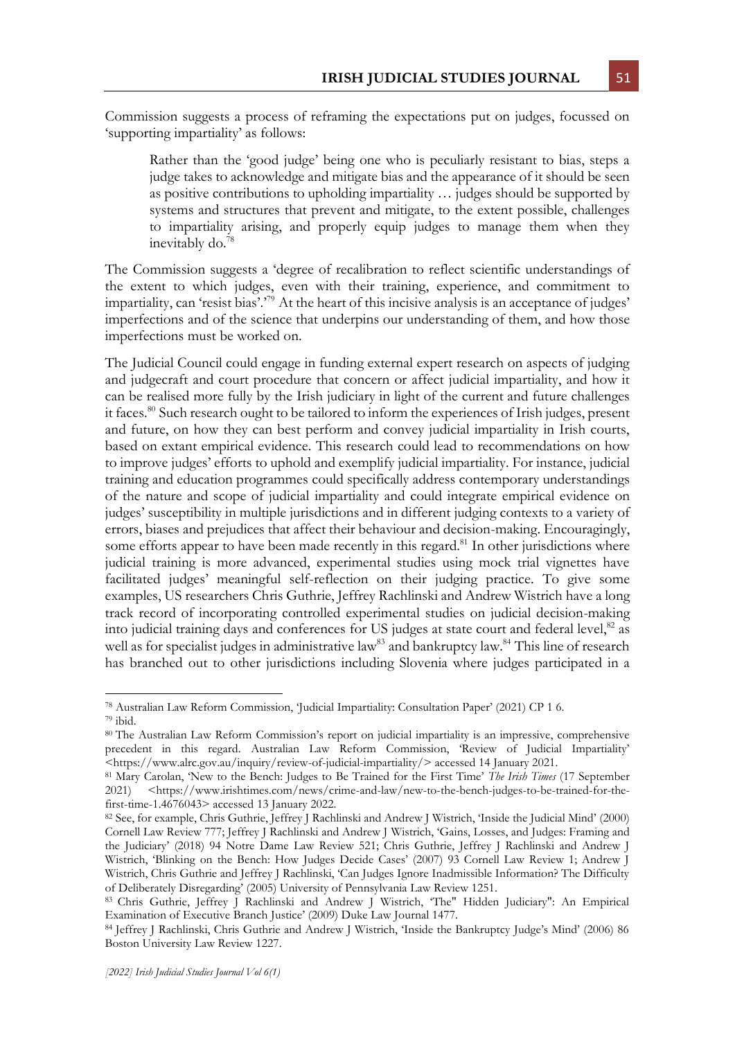Commission suggests a process of reframing the expectations put on judges, focussed on 'supporting impartiality' as follows:

> Rather than the 'good judge' being one who is peculiarly resistant to bias, steps a judge takes to acknowledge and mitigate bias and the appearance of it should be seen as positive contributions to upholding impartiality … judges should be supported by systems and structures that prevent and mitigate, to the extent possible, challenges to impartiality arising, and properly equip judges to manage them when they inevitably do.[78]

The Commission suggests a 'degree of recalibration to reflect scientific understandings of the extent to which judges, even with their training, experience, and commitment to impartiality, can 'resist bias'.'[79] At the heart of this incisive analysis is an acceptance of judges' imperfections and of the science that underpins our understanding of them, and how those imperfections must be worked on.

The Judicial Council could engage in funding external expert research on aspects of judging and judgecraft and court procedure that concern or affect judicial impartiality, and how it can be realised more fully by the Irish judiciary in light of the current and future challenges it faces.[80] Such research ought to be tailored to inform the experiences of Irish judges, present and future, on how they can best perform and convey judicial impartiality in Irish courts, based on extant empirical evidence. This research could lead to recommendations on how to improve judges' efforts to uphold and exemplify judicial impartiality. For instance, judicial training and education programmes could specifically address contemporary understandings of the nature and scope of judicial impartiality and could integrate empirical evidence on judges' susceptibility in multiple jurisdictions and in different judging contexts to a variety of errors, biases and prejudices that affect their behaviour and decision-making. Encouragingly, some efforts appear to have been made recently in this regard.[81] In other jurisdictions where judicial training is more advanced, experimental studies using mock trial vignettes have facilitated judges' meaningful self-reflection on their judging practice. To give some examples, US researchers Chris Guthrie, Jeffrey Rachlinski and Andrew Wistrich have a long track record of incorporating controlled experimental studies on judicial decision-making into judicial training days and conferences for US judges at state court and federal level,[82] as well as for specialist judges in administrative law[83] and bankruptcy law.[84] This line of research has branched out to other jurisdictions including Slovenia where judges participated in a

---

[78] Australian Law Reform Commission, 'Judicial Impartiality: Consultation Paper' (2021) CP 1 6.

[79] ibid.

[80] The Australian Law Reform Commission's report on judicial impartiality is an impressive, comprehensive precedent in this regard. Australian Law Reform Commission, 'Review of Judicial Impartiality' <https://www.alrc.gov.au/inquiry/review-of-judicial-impartiality/> accessed 14 January 2021.

[81] Mary Carolan, 'New to the Bench: Judges to Be Trained for the First Time' *The Irish Times* (17 September 2021) <https://www.irishtimes.com/news/crime-and-law/new-to-the-bench-judges-to-be-trained-for-the-first-time-1.4676043> accessed 13 January 2022.

[82] See, for example, Chris Guthrie, Jeffrey J Rachlinski and Andrew J Wistrich, 'Inside the Judicial Mind' (2000) Cornell Law Review 777; Jeffrey J Rachlinski and Andrew J Wistrich, 'Gains, Losses, and Judges: Framing and the Judiciary' (2018) 94 Notre Dame Law Review 521; Chris Guthrie, Jeffrey J Rachlinski and Andrew J Wistrich, 'Blinking on the Bench: How Judges Decide Cases' (2007) 93 Cornell Law Review 1; Andrew J Wistrich, Chris Guthrie and Jeffrey J Rachlinski, 'Can Judges Ignore Inadmissible Information? The Difficulty of Deliberately Disregarding' (2005) University of Pennsylvania Law Review 1251.

[83] Chris Guthrie, Jeffrey J Rachlinski and Andrew J Wistrich, 'The" Hidden Judiciary": An Empirical Examination of Executive Branch Justice' (2009) Duke Law Journal 1477.

[84] Jeffrey J Rachlinski, Chris Guthrie and Andrew J Wistrich, 'Inside the Bankruptcy Judge's Mind' (2006) 86 Boston University Law Review 1227.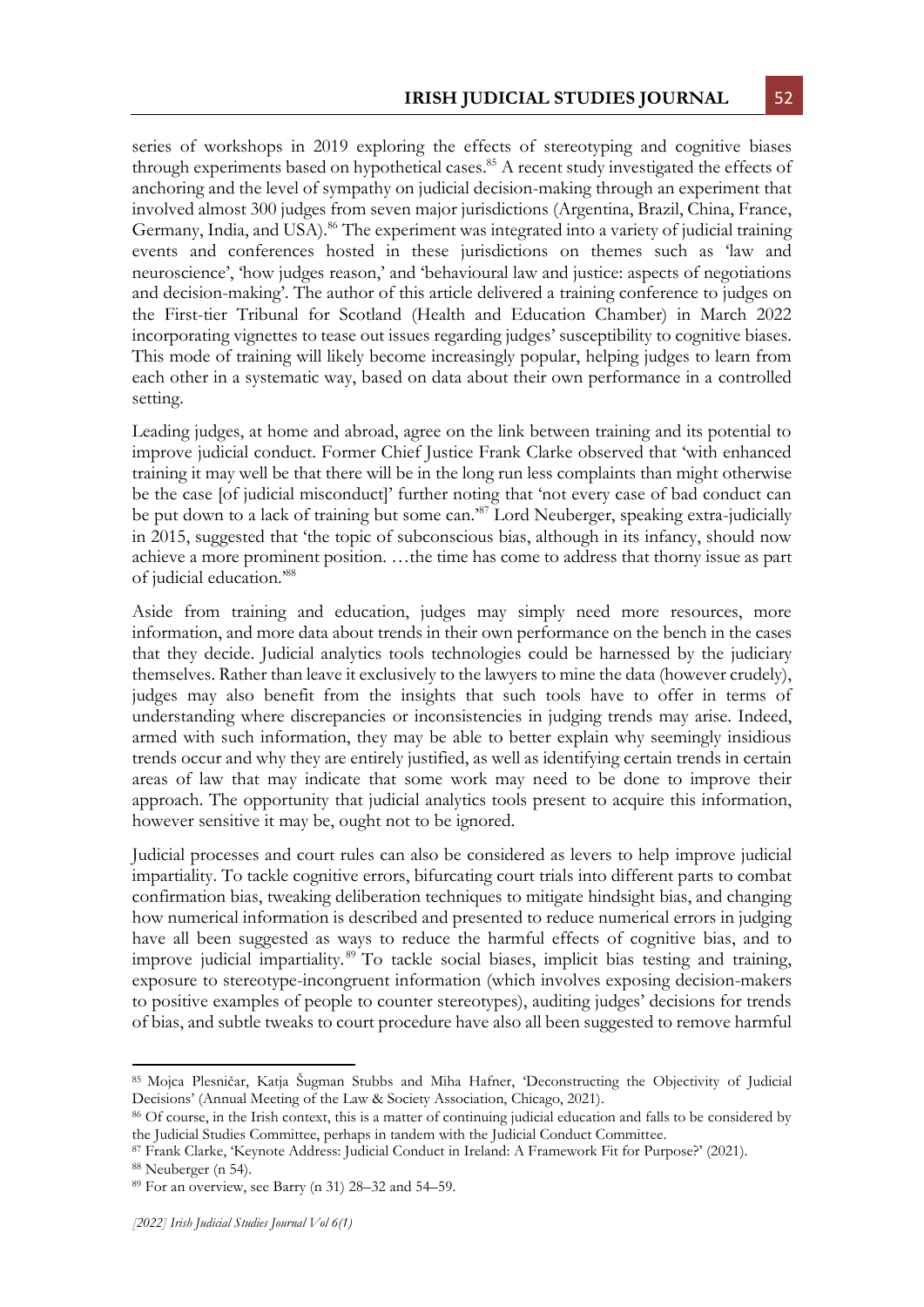series of workshops in 2019 exploring the effects of stereotyping and cognitive biases through experiments based on hypothetical cases.[85] A recent study investigated the effects of anchoring and the level of sympathy on judicial decision-making through an experiment that involved almost 300 judges from seven major jurisdictions (Argentina, Brazil, China, France, Germany, India, and USA).[86] The experiment was integrated into a variety of judicial training events and conferences hosted in these jurisdictions on themes such as 'law and neuroscience', 'how judges reason,' and 'behavioural law and justice: aspects of negotiations and decision-making'. The author of this article delivered a training conference to judges on the First-tier Tribunal for Scotland (Health and Education Chamber) in March 2022 incorporating vignettes to tease out issues regarding judges' susceptibility to cognitive biases. This mode of training will likely become increasingly popular, helping judges to learn from each other in a systematic way, based on data about their own performance in a controlled setting.

Leading judges, at home and abroad, agree on the link between training and its potential to improve judicial conduct. Former Chief Justice Frank Clarke observed that 'with enhanced training it may well be that there will be in the long run less complaints than might otherwise be the case [of judicial misconduct]' further noting that 'not every case of bad conduct can be put down to a lack of training but some can.'[87] Lord Neuberger, speaking extra-judicially in 2015, suggested that 'the topic of subconscious bias, although in its infancy, should now achieve a more prominent position. …the time has come to address that thorny issue as part of judicial education.'[88]

Aside from training and education, judges may simply need more resources, more information, and more data about trends in their own performance on the bench in the cases that they decide. Judicial analytics tools technologies could be harnessed by the judiciary themselves. Rather than leave it exclusively to the lawyers to mine the data (however crudely), judges may also benefit from the insights that such tools have to offer in terms of understanding where discrepancies or inconsistencies in judging trends may arise. Indeed, armed with such information, they may be able to better explain why seemingly insidious trends occur and why they are entirely justified, as well as identifying certain trends in certain areas of law that may indicate that some work may need to be done to improve their approach. The opportunity that judicial analytics tools present to acquire this information, however sensitive it may be, ought not to be ignored.

Judicial processes and court rules can also be considered as levers to help improve judicial impartiality. To tackle cognitive errors, bifurcating court trials into different parts to combat confirmation bias, tweaking deliberation techniques to mitigate hindsight bias, and changing how numerical information is described and presented to reduce numerical errors in judging have all been suggested as ways to reduce the harmful effects of cognitive bias, and to improve judicial impartiality.[89] To tackle social biases, implicit bias testing and training, exposure to stereotype-incongruent information (which involves exposing decision-makers to positive examples of people to counter stereotypes), auditing judges' decisions for trends of bias, and subtle tweaks to court procedure have also all been suggested to remove harmful

---

[85] Mojca Plesničar, Katja Šugman Stubbs and Miha Hafner, 'Deconstructing the Objectivity of Judicial Decisions' (Annual Meeting of the Law & Society Association, Chicago, 2021).

[86] Of course, in the Irish context, this is a matter of continuing judicial education and falls to be considered by the Judicial Studies Committee, perhaps in tandem with the Judicial Conduct Committee.

[87] Frank Clarke, 'Keynote Address: Judicial Conduct in Ireland: A Framework Fit for Purpose?' (2021).

[88] Neuberger (n 54).

[89] For an overview, see Barry (n 31) 28–32 and 54–59.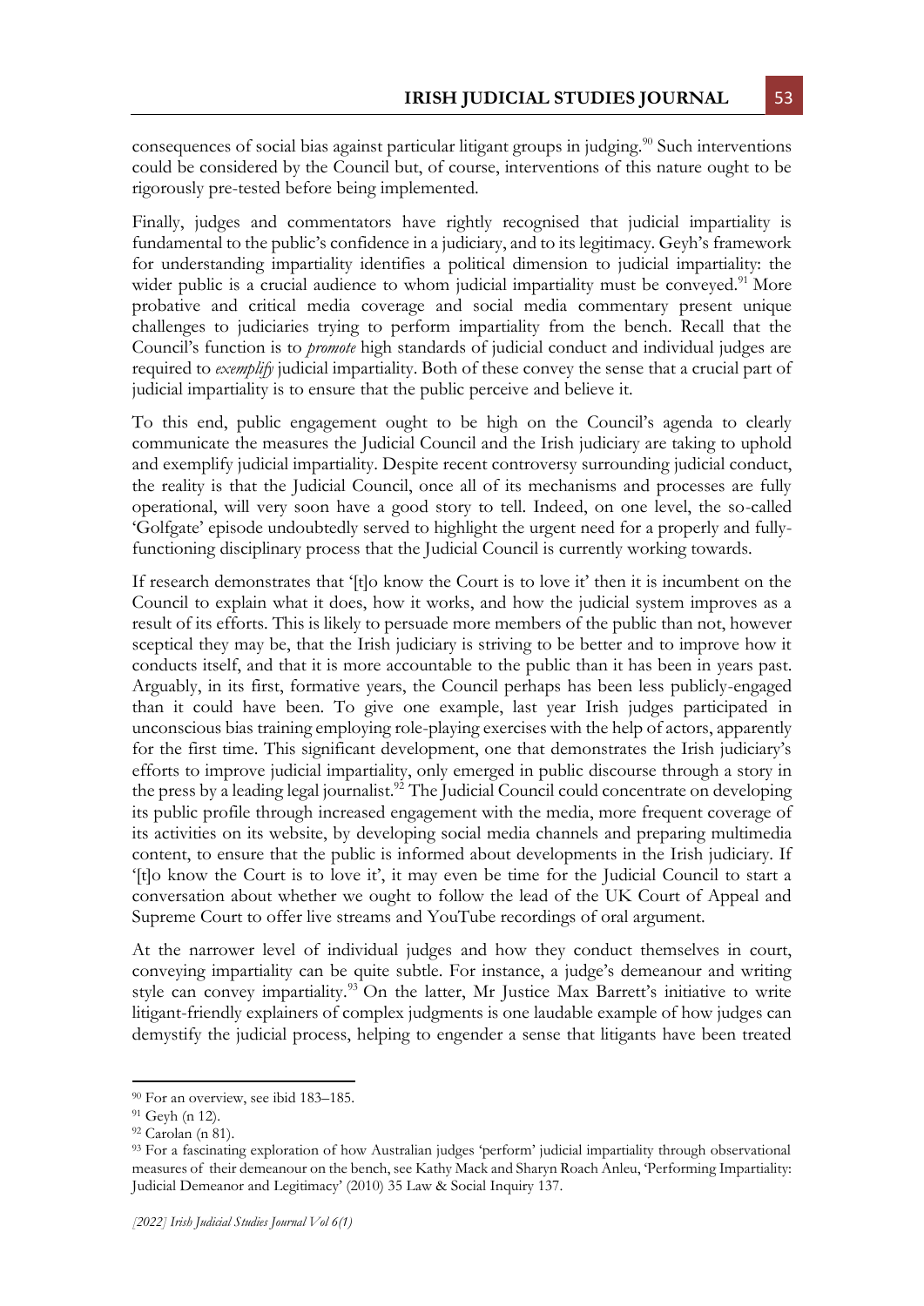consequences of social bias against particular litigant groups in judging.[90] Such interventions could be considered by the Council but, of course, interventions of this nature ought to be rigorously pre-tested before being implemented.

Finally, judges and commentators have rightly recognised that judicial impartiality is fundamental to the public's confidence in a judiciary, and to its legitimacy. Geyh's framework for understanding impartiality identifies a political dimension to judicial impartiality: the wider public is a crucial audience to whom judicial impartiality must be conveyed.[91] More probative and critical media coverage and social media commentary present unique challenges to judiciaries trying to perform impartiality from the bench. Recall that the Council's function is to *promote* high standards of judicial conduct and individual judges are required to *exemplify* judicial impartiality. Both of these convey the sense that a crucial part of judicial impartiality is to ensure that the public perceive and believe it.

To this end, public engagement ought to be high on the Council's agenda to clearly communicate the measures the Judicial Council and the Irish judiciary are taking to uphold and exemplify judicial impartiality. Despite recent controversy surrounding judicial conduct, the reality is that the Judicial Council, once all of its mechanisms and processes are fully operational, will very soon have a good story to tell. Indeed, on one level, the so-called 'Golfgate' episode undoubtedly served to highlight the urgent need for a properly and fully-functioning disciplinary process that the Judicial Council is currently working towards.

If research demonstrates that '[t]o know the Court is to love it' then it is incumbent on the Council to explain what it does, how it works, and how the judicial system improves as a result of its efforts. This is likely to persuade more members of the public than not, however sceptical they may be, that the Irish judiciary is striving to be better and to improve how it conducts itself, and that it is more accountable to the public than it has been in years past. Arguably, in its first, formative years, the Council perhaps has been less publicly-engaged than it could have been. To give one example, last year Irish judges participated in unconscious bias training employing role-playing exercises with the help of actors, apparently for the first time. This significant development, one that demonstrates the Irish judiciary's efforts to improve judicial impartiality, only emerged in public discourse through a story in the press by a leading legal journalist.[92] The Judicial Council could concentrate on developing its public profile through increased engagement with the media, more frequent coverage of its activities on its website, by developing social media channels and preparing multimedia content, to ensure that the public is informed about developments in the Irish judiciary. If '[t]o know the Court is to love it', it may even be time for the Judicial Council to start a conversation about whether we ought to follow the lead of the UK Court of Appeal and Supreme Court to offer live streams and YouTube recordings of oral argument.

At the narrower level of individual judges and how they conduct themselves in court, conveying impartiality can be quite subtle. For instance, a judge's demeanour and writing style can convey impartiality.[93] On the latter, Mr Justice Max Barrett's initiative to write litigant-friendly explainers of complex judgments is one laudable example of how judges can demystify the judicial process, helping to engender a sense that litigants have been treated

---

[90] For an overview, see ibid 183–185.

[91] Geyh (n 12).

[92] Carolan (n 81).

[93] For a fascinating exploration of how Australian judges 'perform' judicial impartiality through observational measures of their demeanour on the bench, see Kathy Mack and Sharyn Roach Anleu, 'Performing Impartiality: Judicial Demeanor and Legitimacy' (2010) 35 Law & Social Inquiry 137.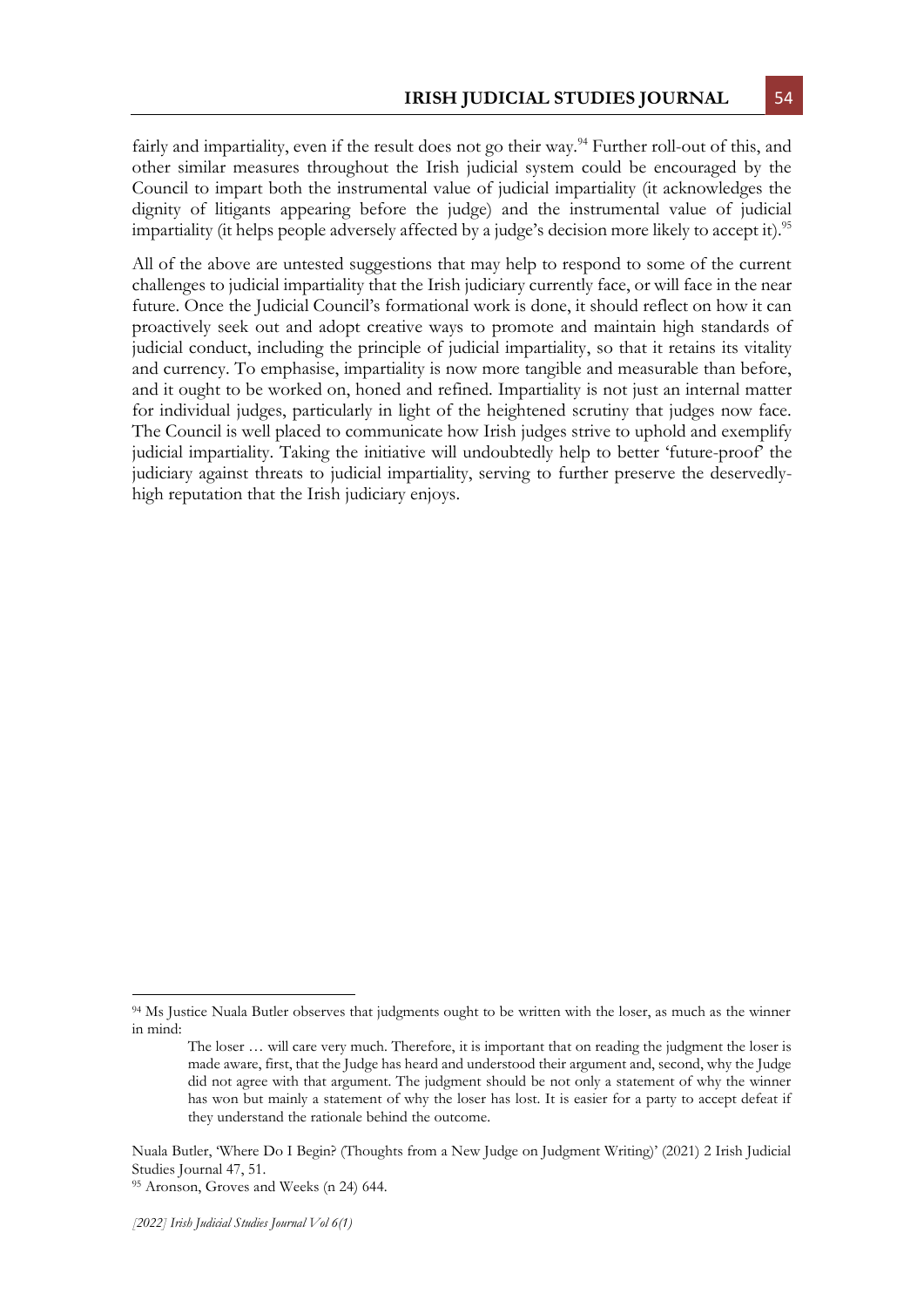fairly and impartiality, even if the result does not go their way.[94] Further roll-out of this, and other similar measures throughout the Irish judicial system could be encouraged by the Council to impart both the instrumental value of judicial impartiality (it acknowledges the dignity of litigants appearing before the judge) and the instrumental value of judicial impartiality (it helps people adversely affected by a judge's decision more likely to accept it).[95]

All of the above are untested suggestions that may help to respond to some of the current challenges to judicial impartiality that the Irish judiciary currently face, or will face in the near future. Once the Judicial Council's formational work is done, it should reflect on how it can proactively seek out and adopt creative ways to promote and maintain high standards of judicial conduct, including the principle of judicial impartiality, so that it retains its vitality and currency. To emphasise, impartiality is now more tangible and measurable than before, and it ought to be worked on, honed and refined. Impartiality is not just an internal matter for individual judges, particularly in light of the heightened scrutiny that judges now face. The Council is well placed to communicate how Irish judges strive to uphold and exemplify judicial impartiality. Taking the initiative will undoubtedly help to better 'future-proof' the judiciary against threats to judicial impartiality, serving to further preserve the deservedly-high reputation that the Irish judiciary enjoys.

---

[94] Ms Justice Nuala Butler observes that judgments ought to be written with the loser, as much as the winner in mind:

> The loser … will care very much. Therefore, it is important that on reading the judgment the loser is made aware, first, that the Judge has heard and understood their argument and, second, why the Judge did not agree with that argument. The judgment should be not only a statement of why the winner has won but mainly a statement of why the loser has lost. It is easier for a party to accept defeat if they understand the rationale behind the outcome.

Nuala Butler, 'Where Do I Begin? (Thoughts from a New Judge on Judgment Writing)' (2021) 2 Irish Judicial Studies Journal 47, 51.

[95] Aronson, Groves and Weeks (n 24) 644.